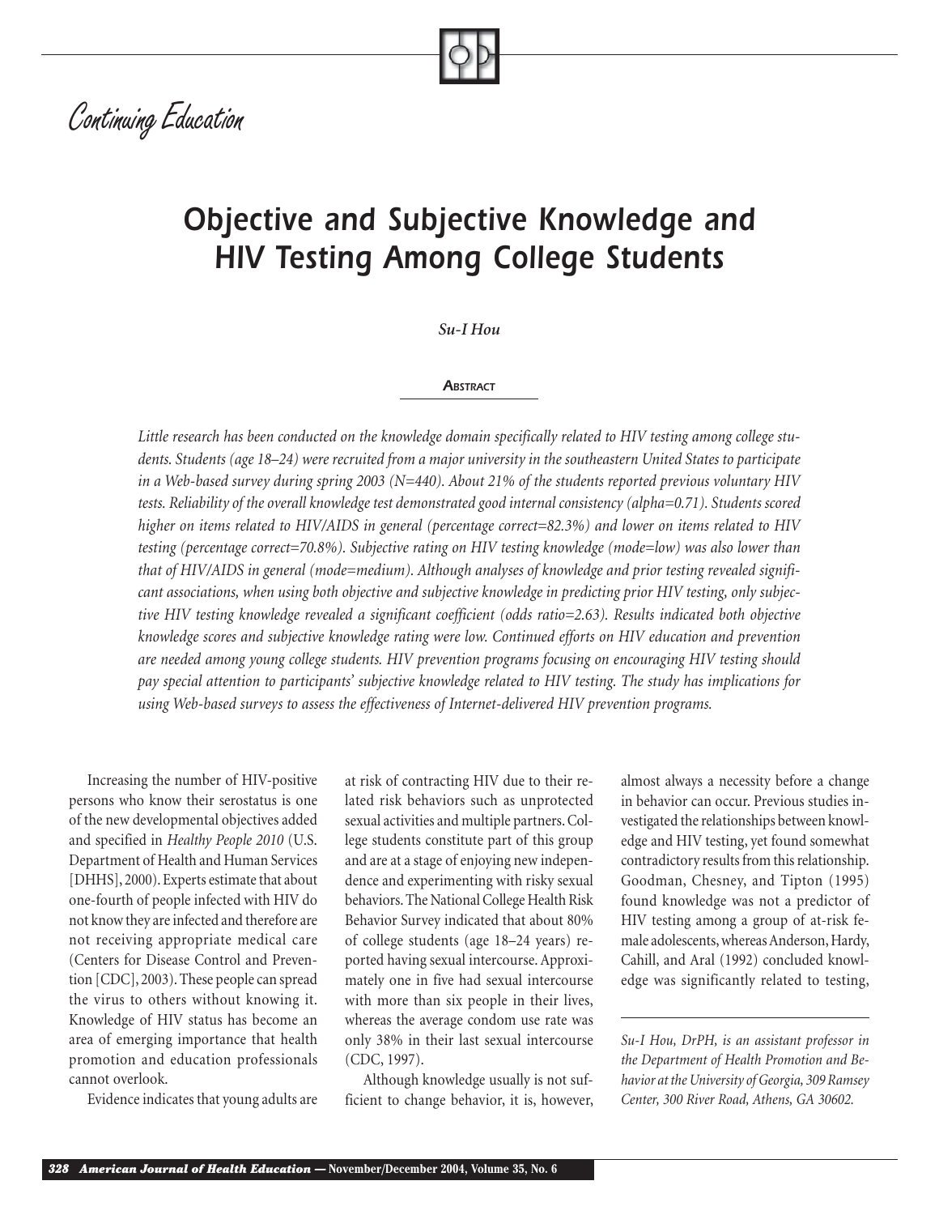Continuing Education

# Objective and Subjective Knowledge and HIV Testing Among College Students

**Su-I Hou**

## Abstract

*Little research has been conducted on the knowledge domain specifically related to HIV testing among college students. Students (age 18–24) were recruited from a major university in the southeastern United States to participate in a Web-based survey during spring 2003 (N=440). About 21% of the students reported previous voluntary HIV tests. Reliability of the overall knowledge test demonstrated good internal consistency (alpha=0.71). Students scored higher on items related to HIV/AIDS in general (percentage correct=82.3%) and lower on items related to HIV testing (percentage correct=70.8%). Subjective rating on HIV testing knowledge (mode=low) was also lower than that of HIV/AIDS in general (mode=medium). Although analyses of knowledge and prior testing revealed significant associations, when using both objective and subjective knowledge in predicting prior HIV testing, only subjective HIV testing knowledge revealed a significant coefficient (odds ratio=2.63). Results indicated both objective knowledge scores and subjective knowledge rating were low. Continued efforts on HIV education and prevention are needed among young college students. HIV prevention programs focusing on encouraging HIV testing should pay special attention to participants' subjective knowledge related to HIV testing. The study has implications for using Web-based surveys to assess the effectiveness of Internet-delivered HIV prevention programs.*

Increasing the number of HIV-positive persons who know their serostatus is one of the new developmental objectives added and specified in *Healthy People 2010* (U.S. Department of Health and Human Services [DHHS], 2000). Experts estimate that about one-fourth of people infected with HIV do not know they are infected and therefore are not receiving appropriate medical care (Centers for Disease Control and Prevention [CDC], 2003). These people can spread the virus to others without knowing it. Knowledge of HIV status has become an area of emerging importance that health promotion and education professionals cannot overlook.

Evidence indicates that young adults are at risk of contracting HIV due to their related risk behaviors such as unprotected sexual activities and multiple partners. College students constitute part of this group and are at a stage of enjoying new independence and experimenting with risky sexual behaviors. The National College Health Risk Behavior Survey indicated that about 80% of college students (age 18–24 years) reported having sexual intercourse. Approximately one in five had sexual intercourse with more than six people in their lives, whereas the average condom use rate was only 38% in their last sexual intercourse (CDC, 1997).

Although knowledge usually is not sufficient to change behavior, it is, however, almost always a necessity before a change in behavior can occur. Previous studies investigated the relationships between knowledge and HIV testing, yet found somewhat contradictory results from this relationship. Goodman, Chesney, and Tipton (1995) found knowledge was not a predictor of HIV testing among a group of at-risk female adolescents, whereas Anderson, Hardy, Cahill, and Aral (1992) concluded knowledge was significantly related to testing,

*Su-I Hou, DrPH, is an assistant professor in the Department of Health Promotion and Behavior at the University of Georgia, 309 Ramsey Center, 300 River Road, Athens, GA 30602.*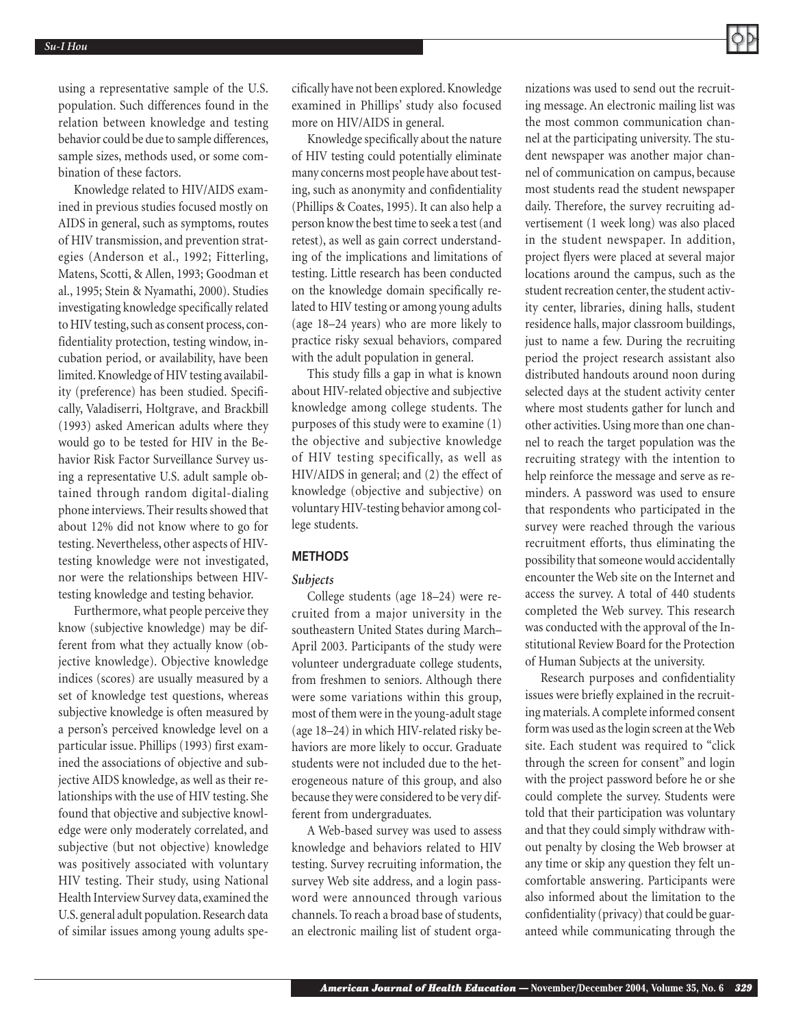using a representative sample of the U.S. population. Such differences found in the relation between knowledge and testing behavior could be due to sample differences, sample sizes, methods used, or some combination of these factors.

Knowledge related to HIV/AIDS examined in previous studies focused mostly on AIDS in general, such as symptoms, routes of HIV transmission, and prevention strategies (Anderson et al., 1992; Fitterling, Matens, Scotti, & Allen, 1993; Goodman et al., 1995; Stein & Nyamathi, 2000). Studies investigating knowledge specifically related to HIV testing, such as consent process, confidentiality protection, testing window, incubation period, or availability, have been limited. Knowledge of HIV testing availability (preference) has been studied. Specifically, Valadiserri, Holtgrave, and Brackbill (1993) asked American adults where they would go to be tested for HIV in the Behavior Risk Factor Surveillance Survey using a representative U.S. adult sample obtained through random digital-dialing phone interviews. Their results showed that about 12% did not know where to go for testing. Nevertheless, other aspects of HIV-testing knowledge were not investigated, nor were the relationships between HIV-testing knowledge and testing behavior.

Furthermore, what people perceive they know (subjective knowledge) may be different from what they actually know (objective knowledge). Objective knowledge indices (scores) are usually measured by a set of knowledge test questions, whereas subjective knowledge is often measured by a person's perceived knowledge level on a particular issue. Phillips (1993) first examined the associations of objective and subjective AIDS knowledge, as well as their relationships with the use of HIV testing. She found that objective and subjective knowledge were only moderately correlated, and subjective (but not objective) knowledge was positively associated with voluntary HIV testing. Their study, using National Health Interview Survey data, examined the U.S. general adult population. Research data of similar issues among young adults specifically have not been explored. Knowledge examined in Phillips' study also focused more on HIV/AIDS in general.

Knowledge specifically about the nature of HIV testing could potentially eliminate many concerns most people have about testing, such as anonymity and confidentiality (Phillips & Coates, 1995). It can also help a person know the best time to seek a test (and retest), as well as gain correct understanding of the implications and limitations of testing. Little research has been conducted on the knowledge domain specifically related to HIV testing or among young adults (age 18–24 years) who are more likely to practice risky sexual behaviors, compared with the adult population in general.

This study fills a gap in what is known about HIV-related objective and subjective knowledge among college students. The purposes of this study were to examine (1) the objective and subjective knowledge of HIV testing specifically, as well as HIV/AIDS in general; and (2) the effect of knowledge (objective and subjective) on voluntary HIV-testing behavior among college students.

## METHODS

### *Subjects*

College students (age 18–24) were recruited from a major university in the southeastern United States during March–April 2003. Participants of the study were volunteer undergraduate college students, from freshmen to seniors. Although there were some variations within this group, most of them were in the young-adult stage (age 18–24) in which HIV-related risky behaviors are more likely to occur. Graduate students were not included due to the heterogeneous nature of this group, and also because they were considered to be very different from undergraduates.

A Web-based survey was used to assess knowledge and behaviors related to HIV testing. Survey recruiting information, the survey Web site address, and a login password were announced through various channels. To reach a broad base of students, an electronic mailing list of student organizations was used to send out the recruiting message. An electronic mailing list was the most common communication channel at the participating university. The student newspaper was another major channel of communication on campus, because most students read the student newspaper daily. Therefore, the survey recruiting advertisement (1 week long) was also placed in the student newspaper. In addition, project flyers were placed at several major locations around the campus, such as the student recreation center, the student activity center, libraries, dining halls, student residence halls, major classroom buildings, just to name a few. During the recruiting period the project research assistant also distributed handouts around noon during selected days at the student activity center where most students gather for lunch and other activities. Using more than one channel to reach the target population was the recruiting strategy with the intention to help reinforce the message and serve as reminders. A password was used to ensure that respondents who participated in the survey were reached through the various recruitment efforts, thus eliminating the possibility that someone would accidentally encounter the Web site on the Internet and access the survey. A total of 440 students completed the Web survey. This research was conducted with the approval of the Institutional Review Board for the Protection of Human Subjects at the university.

Research purposes and confidentiality issues were briefly explained in the recruiting materials. A complete informed consent form was used as the login screen at the Web site. Each student was required to "click through the screen for consent" and login with the project password before he or she could complete the survey. Students were told that their participation was voluntary and that they could simply withdraw without penalty by closing the Web browser at any time or skip any question they felt uncomfortable answering. Participants were also informed about the limitation to the confidentiality (privacy) that could be guaranteed while communicating through the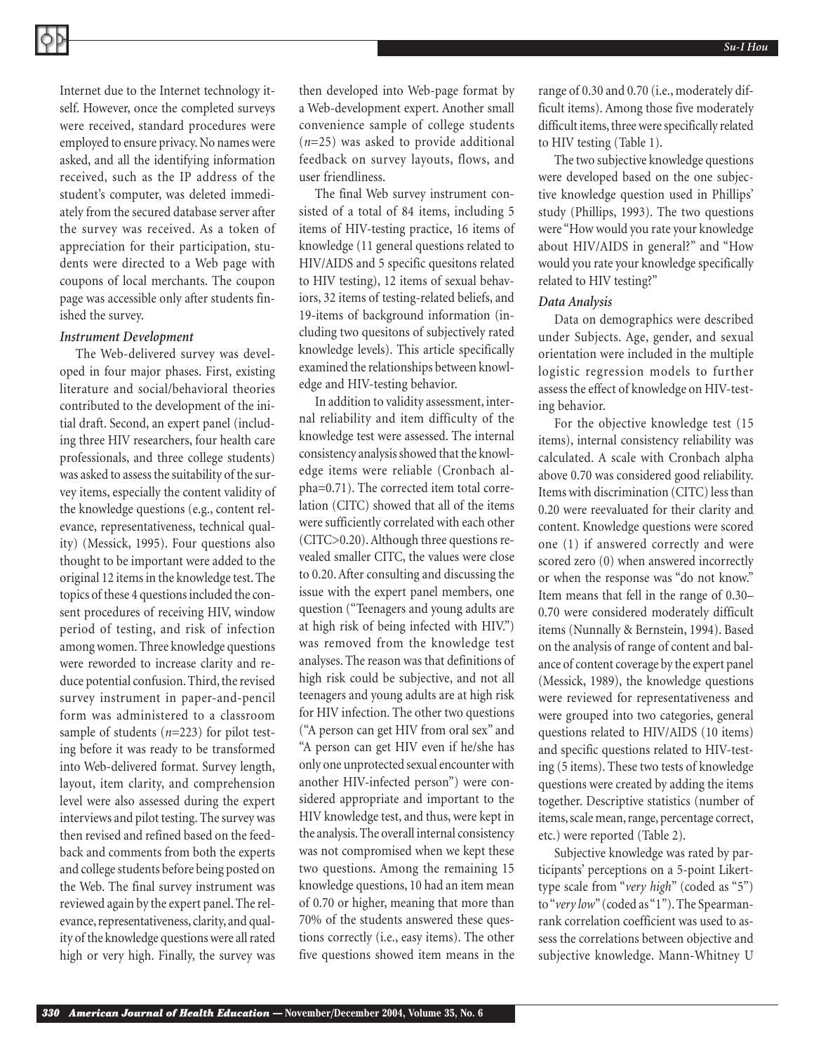Internet due to the Internet technology itself. However, once the completed surveys were received, standard procedures were employed to ensure privacy. No names were asked, and all the identifying information received, such as the IP address of the student's computer, was deleted immediately from the secured database server after the survey was received. As a token of appreciation for their participation, students were directed to a Web page with coupons of local merchants. The coupon page was accessible only after students finished the survey.

### *Instrument Development*

The Web-delivered survey was developed in four major phases. First, existing literature and social/behavioral theories contributed to the development of the initial draft. Second, an expert panel (including three HIV researchers, four health care professionals, and three college students) was asked to assess the suitability of the survey items, especially the content validity of the knowledge questions (e.g., content relevance, representativeness, technical quality) (Messick, 1995). Four questions also thought to be important were added to the original 12 items in the knowledge test. The topics of these 4 questions included the consent procedures of receiving HIV, window period of testing, and risk of infection among women. Three knowledge questions were reworded to increase clarity and reduce potential confusion. Third, the revised survey instrument in paper-and-pencil form was administered to a classroom sample of students (*n*=223) for pilot testing before it was ready to be transformed into Web-delivered format. Survey length, layout, item clarity, and comprehension level were also assessed during the expert interviews and pilot testing. The survey was then revised and refined based on the feedback and comments from both the experts and college students before being posted on the Web. The final survey instrument was reviewed again by the expert panel. The relevance, representativeness, clarity, and quality of the knowledge questions were all rated high or very high. Finally, the survey was then developed into Web-page format by a Web-development expert. Another small convenience sample of college students (*n*=25) was asked to provide additional feedback on survey layouts, flows, and user friendliness.

The final Web survey instrument consisted of a total of 84 items, including 5 items of HIV-testing practice, 16 items of knowledge (11 general questions related to HIV/AIDS and 5 specific quesitons related to HIV testing), 12 items of sexual behaviors, 32 items of testing-related beliefs, and 19-items of background information (including two quesitons of subjectively rated knowledge levels). This article specifically examined the relationships between knowledge and HIV-testing behavior.

In addition to validity assessment, internal reliability and item difficulty of the knowledge test were assessed. The internal consistency analysis showed that the knowledge items were reliable (Cronbach alpha=0.71). The corrected item total correlation (CITC) showed that all of the items were sufficiently correlated with each other (CITC>0.20). Although three questions revealed smaller CITC, the values were close to 0.20. After consulting and discussing the issue with the expert panel members, one question ("Teenagers and young adults are at high risk of being infected with HIV.") was removed from the knowledge test analyses. The reason was that definitions of high risk could be subjective, and not all teenagers and young adults are at high risk for HIV infection. The other two questions ("A person can get HIV from oral sex" and "A person can get HIV even if he/she has only one unprotected sexual encounter with another HIV-infected person") were considered appropriate and important to the HIV knowledge test, and thus, were kept in the analysis. The overall internal consistency was not compromised when we kept these two questions. Among the remaining 15 knowledge questions, 10 had an item mean of 0.70 or higher, meaning that more than 70% of the students answered these questions correctly (i.e., easy items). The other five questions showed item means in the range of 0.30 and 0.70 (i.e., moderately difficult items). Among those five moderately difficult items, three were specifically related to HIV testing (Table 1).

The two subjective knowledge questions were developed based on the one subjective knowledge question used in Phillips' study (Phillips, 1993). The two questions were "How would you rate your knowledge about HIV/AIDS in general?" and "How would you rate your knowledge specifically related to HIV testing?"

### *Data Analysis*

Data on demographics were described under Subjects. Age, gender, and sexual orientation were included in the multiple logistic regression models to further assess the effect of knowledge on HIV-testing behavior.

For the objective knowledge test (15 items), internal consistency reliability was calculated. A scale with Cronbach alpha above 0.70 was considered good reliability. Items with discrimination (CITC) less than 0.20 were reevaluated for their clarity and content. Knowledge questions were scored one (1) if answered correctly and were scored zero (0) when answered incorrectly or when the response was "do not know." Item means that fell in the range of 0.30–0.70 were considered moderately difficult items (Nunnally & Bernstein, 1994). Based on the analysis of range of content and balance of content coverage by the expert panel (Messick, 1989), the knowledge questions were reviewed for representativeness and were grouped into two categories, general questions related to HIV/AIDS (10 items) and specific questions related to HIV-testing (5 items). These two tests of knowledge questions were created by adding the items together. Descriptive statistics (number of items, scale mean, range, percentage correct, etc.) were reported (Table 2).

Subjective knowledge was rated by participants' perceptions on a 5-point Likert-type scale from "*very high*" (coded as "5") to "*very low*" (coded as "1"). The Spearman-rank correlation coefficient was used to assess the correlations between objective and subjective knowledge. Mann-Whitney U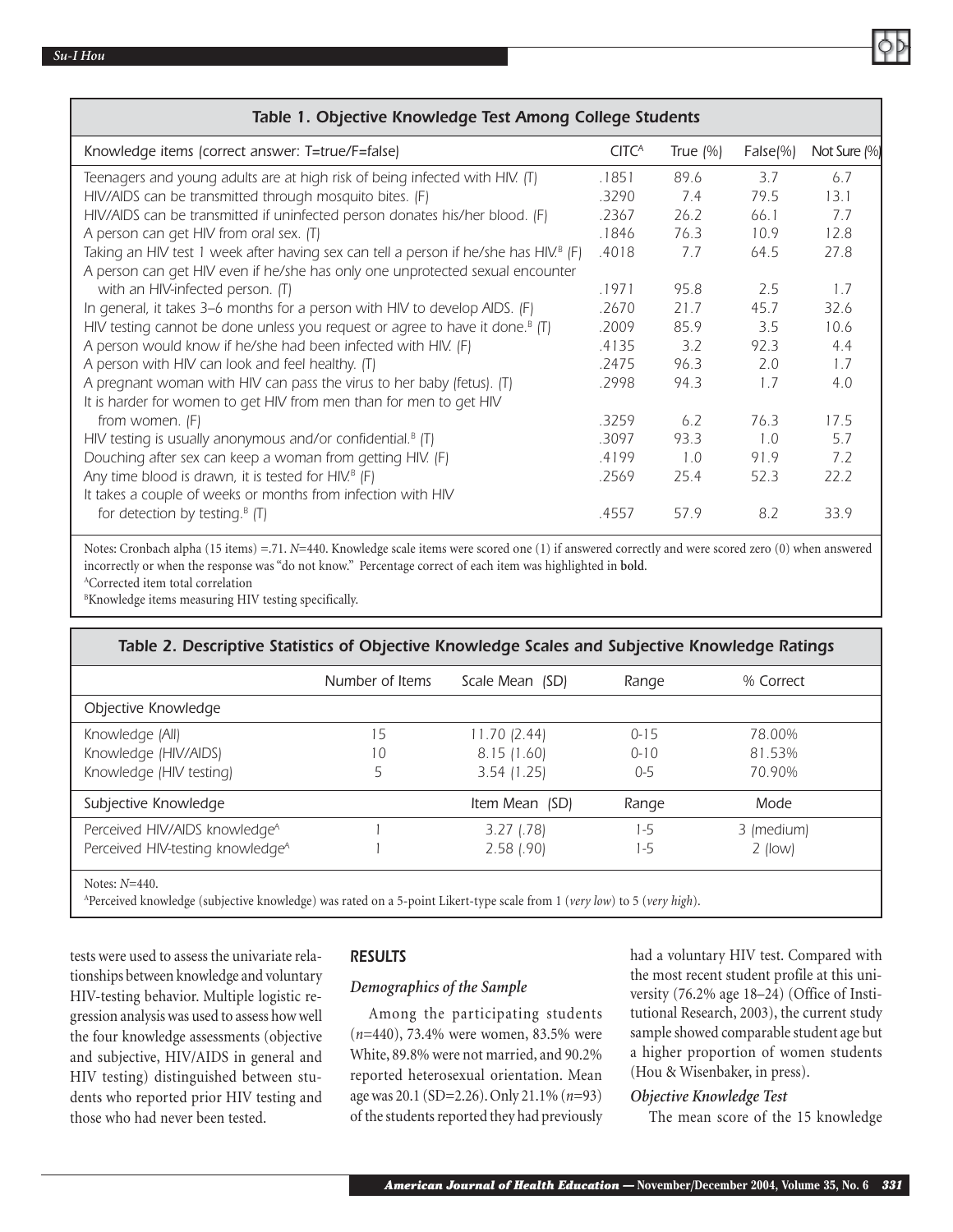**Table 1. Objective Knowledge Test Among College Students**

| Knowledge items (correct answer: T=true/F=false) | CITC[A] | True (%) | False(%) | Not Sure (%) |
|---|---|---|---|---|
| Teenagers and young adults are at high risk of being infected with HIV. (T) | .1851 | 89.6 | 3.7 | 6.7 |
| HIV/AIDS can be transmitted through mosquito bites. (F) | .3290 | 7.4 | 79.5 | 13.1 |
| HIV/AIDS can be transmitted if uninfected person donates his/her blood. (F) | .2367 | 26.2 | 66.1 | 7.7 |
| A person can get HIV from oral sex. (T) | .1846 | 76.3 | 10.9 | 12.8 |
| Taking an HIV test 1 week after having sex can tell a person if he/she has HIV.[B] (F) | .4018 | 7.7 | 64.5 | 27.8 |
| A person can get HIV even if he/she has only one unprotected sexual encounter with an HIV-infected person. (T) | .1971 | 95.8 | 2.5 | 1.7 |
| In general, it takes 3–6 months for a person with HIV to develop AIDS. (F) | .2670 | 21.7 | 45.7 | 32.6 |
| HIV testing cannot be done unless you request or agree to have it done.[B] (T) | .2009 | 85.9 | 3.5 | 10.6 |
| A person would know if he/she had been infected with HIV. (F) | .4135 | 3.2 | 92.3 | 4.4 |
| A person with HIV can look and feel healthy. (T) | .2475 | 96.3 | 2.0 | 1.7 |
| A pregnant woman with HIV can pass the virus to her baby (fetus). (T) | .2998 | 94.3 | 1.7 | 4.0 |
| It is harder for women to get HIV from men than for men to get HIV from women. (F) | .3259 | 6.2 | 76.3 | 17.5 |
| HIV testing is usually anonymous and/or confidential.[B] (T) | .3097 | 93.3 | 1.0 | 5.7 |
| Douching after sex can keep a woman from getting HIV. (F) | .4199 | 1.0 | 91.9 | 7.2 |
| Any time blood is drawn, it is tested for HIV.[B] (F) | .2569 | 25.4 | 52.3 | 22.2 |
| It takes a couple of weeks or months from infection with HIV for detection by testing.[B] (T) | .4557 | 57.9 | 8.2 | 33.9 |

Notes: Cronbach alpha (15 items) =.71. *N*=440. Knowledge scale items were scored one (1) if answered correctly and were scored zero (0) when answered incorrectly or when the response was "do not know." Percentage correct of each item was highlighted in **bold**.
[A]Corrected item total correlation
[B]Knowledge items measuring HIV testing specifically.

**Table 2. Descriptive Statistics of Objective Knowledge Scales and Subjective Knowledge Ratings**

| | Number of Items | Scale Mean (SD) | Range | % Correct |
|---|---|---|---|---|
| Objective Knowledge | | | | |
| Knowledge (All) | 15 | 11.70 (2.44) | 0-15 | 78.00% |
| Knowledge (HIV/AIDS) | 10 | 8.15 (1.60) | 0-10 | 81.53% |
| Knowledge (HIV testing) | 5 | 3.54 (1.25) | 0-5 | 70.90% |
| Subjective Knowledge | | Item Mean (SD) | Range | Mode |
| Perceived HIV/AIDS knowledge[A] | 1 | 3.27 (.78) | 1-5 | 3 (medium) |
| Perceived HIV-testing knowledge[A] | 1 | 2.58 (.90) | 1-5 | 2 (low) |

Notes: *N*=440.
[A]Perceived knowledge (subjective knowledge) was rated on a 5-point Likert-type scale from 1 (*very low*) to 5 (*very high*).

tests were used to assess the univariate relationships between knowledge and voluntary HIV-testing behavior. Multiple logistic regression analysis was used to assess how well the four knowledge assessments (objective and subjective, HIV/AIDS in general and HIV testing) distinguished between students who reported prior HIV testing and those who had never been tested.

## RESULTS

### *Demographics of the Sample*

Among the participating students (*n*=440), 73.4% were women, 83.5% were White, 89.8% were not married, and 90.2% reported heterosexual orientation. Mean age was 20.1 (SD=2.26). Only 21.1% (*n*=93) of the students reported they had previously had a voluntary HIV test. Compared with the most recent student profile at this university (76.2% age 18–24) (Office of Institutional Research, 2003), the current study sample showed comparable student age but a higher proportion of women students (Hou & Wisenbaker, in press).

### *Objective Knowledge Test*

The mean score of the 15 knowledge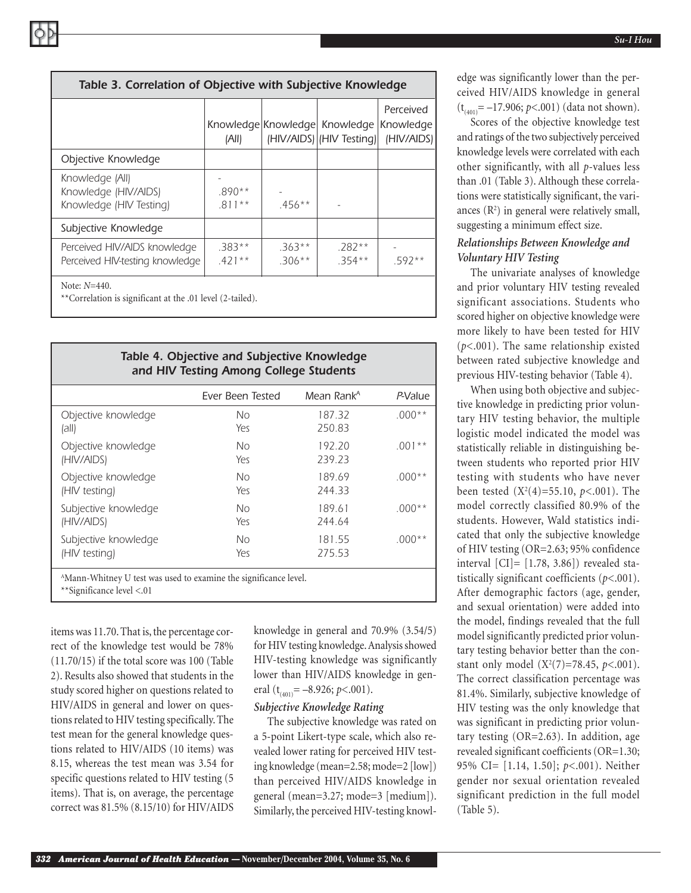**Table 3. Correlation of Objective with Subjective Knowledge**

| | Knowledge (All) | Knowledge (HIV/AIDS) | Knowledge (HIV Testing) | Perceived Knowledge (HIV/AIDS) |
|---|---|---|---|---|
| Objective Knowledge | | | | |
| Knowledge (All) | - | | | |
| Knowledge (HIV/AIDS) | .890** | - | | |
| Knowledge (HIV Testing) | .811** | .456** | - | |
| Subjective Knowledge | | | | |
| Perceived HIV/AIDS knowledge | .383** | .363** | .282** | - |
| Perceived HIV-testing knowledge | .421** | .306** | .354** | .592** |

Note: *N*=440.
**Correlation is significant at the .01 level (2-tailed).

**Table 4. Objective and Subjective Knowledge and HIV Testing Among College Students**

| | Ever Been Tested | Mean Rank[A] | *P*-Value |
|---|---|---|---|
| Objective knowledge (all) | No | 187.32 | .000** |
| | Yes | 250.83 | |
| Objective knowledge (HIV/AIDS) | No | 192.20 | .001** |
| | Yes | 239.23 | |
| Objective knowledge (HIV testing) | No | 189.69 | .000** |
| | Yes | 244.33 | |
| Subjective knowledge (HIV/AIDS) | No | 189.61 | .000** |
| | Yes | 244.64 | |
| Subjective knowledge (HIV testing) | No | 181.55 | .000** |
| | Yes | 275.53 | |

[A]Mann-Whitney U test was used to examine the significance level.
**Significance level <.01

items was 11.70. That is, the percentage correct of the knowledge test would be 78% (11.70/15) if the total score was 100 (Table 2). Results also showed that students in the study scored higher on questions related to HIV/AIDS in general and lower on questions related to HIV testing specifically. The test mean for the general knowledge questions related to HIV/AIDS (10 items) was 8.15, whereas the test mean was 3.54 for specific questions related to HIV testing (5 items). That is, on average, the percentage correct was 81.5% (8.15/10) for HIV/AIDS knowledge in general and 70.9% (3.54/5) for HIV testing knowledge. Analysis showed HIV-testing knowledge was significantly lower than HIV/AIDS knowledge in general ($t_{(401)}= -8.926$; $p<.001$).

### *Subjective Knowledge Rating*

The subjective knowledge was rated on a 5-point Likert-type scale, which also revealed lower rating for perceived HIV testing knowledge (mean=2.58; mode=2 [low]) than perceived HIV/AIDS knowledge in general (mean=3.27; mode=3 [medium]). Similarly, the perceived HIV-testing knowledge was significantly lower than the perceived HIV/AIDS knowledge in general ($t_{(401)}= -17.906$; $p<.001$) (data not shown).

Scores of the objective knowledge test and ratings of the two subjectively perceived knowledge levels were correlated with each other significantly, with all *p*-values less than .01 (Table 3). Although these correlations were statistically significant, the variances ($R^2$) in general were relatively small, suggesting a minimum effect size.

### *Relationships Between Knowledge and Voluntary HIV Testing*

The univariate analyses of knowledge and prior voluntary HIV testing revealed significant associations. Students who scored higher on objective knowledge were more likely to have been tested for HIV ($p<.001$). The same relationship existed between rated subjective knowledge and previous HIV-testing behavior (Table 4).

When using both objective and subjective knowledge in predicting prior voluntary HIV testing behavior, the multiple logistic model indicated the model was statistically reliable in distinguishing between students who reported prior HIV testing with students who have never been tested ($X^2(4)=55.10$, $p<.001$). The model correctly classified 80.9% of the students. However, Wald statistics indicated that only the subjective knowledge of HIV testing (OR=2.63; 95% confidence interval [CI]= [1.78, 3.86]) revealed statistically significant coefficients ($p<.001$). After demographic factors (age, gender, and sexual orientation) were added into the model, findings revealed that the full model significantly predicted prior voluntary testing behavior better than the constant only model ($X^2(7)=78.45$, $p<.001$). The correct classification percentage was 81.4%. Similarly, subjective knowledge of HIV testing was the only knowledge that was significant in predicting prior voluntary testing (OR=2.63). In addition, age revealed significant coefficients (OR=1.30; 95% CI= [1.14, 1.50]; $p<.001$). Neither gender nor sexual orientation revealed significant prediction in the full model (Table 5).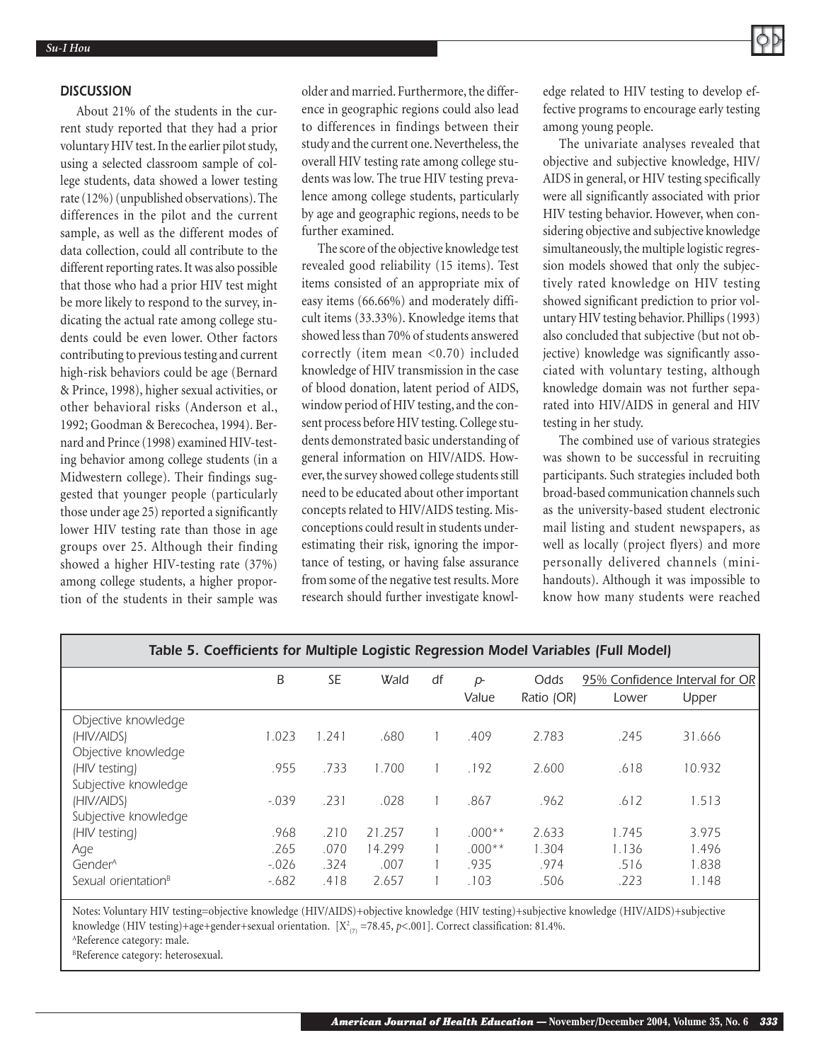## DISCUSSION

About 21% of the students in the current study reported that they had a prior voluntary HIV test. In the earlier pilot study, using a selected classroom sample of college students, data showed a lower testing rate (12%) (unpublished observations). The differences in the pilot and the current sample, as well as the different modes of data collection, could all contribute to the different reporting rates. It was also possible that those who had a prior HIV test might be more likely to respond to the survey, indicating the actual rate among college students could be even lower. Other factors contributing to previous testing and current high-risk behaviors could be age (Bernard & Prince, 1998), higher sexual activities, or other behavioral risks (Anderson et al., 1992; Goodman & Berecochea, 1994). Bernard and Prince (1998) examined HIV-testing behavior among college students (in a Midwestern college). Their findings suggested that younger people (particularly those under age 25) reported a significantly lower HIV testing rate than those in age groups over 25. Although their finding showed a higher HIV-testing rate (37%) among college students, a higher proportion of the students in their sample was older and married. Furthermore, the difference in geographic regions could also lead to differences in findings between their study and the current one. Nevertheless, the overall HIV testing rate among college students was low. The true HIV testing prevalence among college students, particularly by age and geographic regions, needs to be further examined.

The score of the objective knowledge test revealed good reliability (15 items). Test items consisted of an appropriate mix of easy items (66.66%) and moderately difficult items (33.33%). Knowledge items that showed less than 70% of students answered correctly (item mean <0.70) included knowledge of HIV transmission in the case of blood donation, latent period of AIDS, window period of HIV testing, and the consent process before HIV testing. College students demonstrated basic understanding of general information on HIV/AIDS. However, the survey showed college students still need to be educated about other important concepts related to HIV/AIDS testing. Misconceptions could result in students underestimating their risk, ignoring the importance of testing, or having false assurance from some of the negative test results. More research should further investigate knowledge related to HIV testing to develop effective programs to encourage early testing among young people.

The univariate analyses revealed that objective and subjective knowledge, HIV/AIDS in general, or HIV testing specifically were all significantly associated with prior HIV testing behavior. However, when considering objective and subjective knowledge simultaneously, the multiple logistic regression models showed that only the subjectively rated knowledge on HIV testing showed significant prediction to prior voluntary HIV testing behavior. Phillips (1993) also concluded that subjective (but not objective) knowledge was significantly associated with voluntary testing, although knowledge domain was not further separated into HIV/AIDS in general and HIV testing in her study.

The combined use of various strategies was shown to be successful in recruiting participants. Such strategies included both broad-based communication channels such as the university-based student electronic mail listing and student newspapers, as well as locally (project flyers) and more personally delivered channels (mini-handouts). Although it was impossible to know how many students were reached

**Table 5. Coefficients for Multiple Logistic Regression Model Variables (Full Model)**

| | B | SE | Wald | df | p-Value | Odds Ratio (OR) | 95% Confidence Interval for OR | |
|---|---|---|---|---|---|---|---|---|
| | | | | | | | Lower | Upper |
| Objective knowledge (HIV/AIDS) | 1.023 | 1.241 | .680 | 1 | .409 | 2.783 | .245 | 31.666 |
| Objective knowledge (HIV testing) | .955 | .733 | 1.700 | 1 | .192 | 2.600 | .618 | 10.932 |
| Subjective knowledge (HIV/AIDS) | -.039 | .231 | .028 | 1 | .867 | .962 | .612 | 1.513 |
| Subjective knowledge (HIV testing) | .968 | .210 | 21.257 | 1 | .000** | 2.633 | 1.745 | 3.975 |
| Age | .265 | .070 | 14.299 | 1 | .000** | 1.304 | 1.136 | 1.496 |
| Gender[A] | -.026 | .324 | .007 | 1 | .935 | .974 | .516 | 1.838 |
| Sexual orientation[B] | -.682 | .418 | 2.657 | 1 | .103 | .506 | .223 | 1.148 |

Notes: Voluntary HIV testing=objective knowledge (HIV/AIDS)+objective knowledge (HIV testing)+subjective knowledge (HIV/AIDS)+subjective knowledge (HIV testing)+age+gender+sexual orientation. [$X^2_{(7)}$ =78.45, $p$<.001]. Correct classification: 81.4%.

[A]Reference category: male.

[B]Reference category: heterosexual.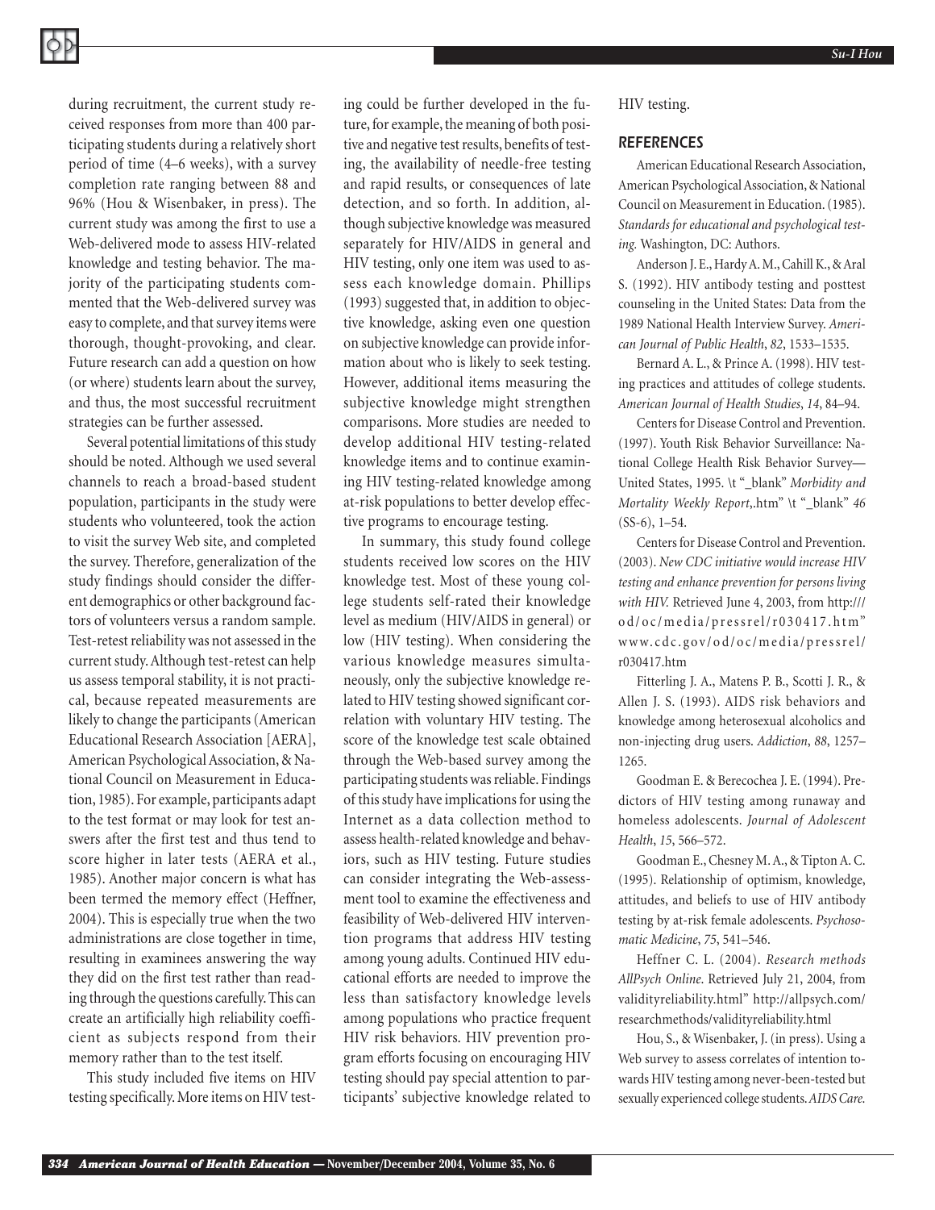during recruitment, the current study received responses from more than 400 participating students during a relatively short period of time (4–6 weeks), with a survey completion rate ranging between 88 and 96% (Hou & Wisenbaker, in press). The current study was among the first to use a Web-delivered mode to assess HIV-related knowledge and testing behavior. The majority of the participating students commented that the Web-delivered survey was easy to complete, and that survey items were thorough, thought-provoking, and clear. Future research can add a question on how (or where) students learn about the survey, and thus, the most successful recruitment strategies can be further assessed.

Several potential limitations of this study should be noted. Although we used several channels to reach a broad-based student population, participants in the study were students who volunteered, took the action to visit the survey Web site, and completed the survey. Therefore, generalization of the study findings should consider the different demographics or other background factors of volunteers versus a random sample. Test-retest reliability was not assessed in the current study. Although test-retest can help us assess temporal stability, it is not practical, because repeated measurements are likely to change the participants (American Educational Research Association [AERA], American Psychological Association, & National Council on Measurement in Education, 1985). For example, participants adapt to the test format or may look for test answers after the first test and thus tend to score higher in later tests (AERA et al., 1985). Another major concern is what has been termed the memory effect (Heffner, 2004). This is especially true when the two administrations are close together in time, resulting in examinees answering the way they did on the first test rather than reading through the questions carefully. This can create an artificially high reliability coefficient as subjects respond from their memory rather than to the test itself.

This study included five items on HIV testing specifically. More items on HIV testing could be further developed in the future, for example, the meaning of both positive and negative test results, benefits of testing, the availability of needle-free testing and rapid results, or consequences of late detection, and so forth. In addition, although subjective knowledge was measured separately for HIV/AIDS in general and HIV testing, only one item was used to assess each knowledge domain. Phillips (1993) suggested that, in addition to objective knowledge, asking even one question on subjective knowledge can provide information about who is likely to seek testing. However, additional items measuring the subjective knowledge might strengthen comparisons. More studies are needed to develop additional HIV testing-related knowledge items and to continue examining HIV testing-related knowledge among at-risk populations to better develop effective programs to encourage testing.

In summary, this study found college students received low scores on the HIV knowledge test. Most of these young college students self-rated their knowledge level as medium (HIV/AIDS in general) or low (HIV testing). When considering the various knowledge measures simultaneously, only the subjective knowledge related to HIV testing showed significant correlation with voluntary HIV testing. The score of the knowledge test scale obtained through the Web-based survey among the participating students was reliable. Findings of this study have implications for using the Internet as a data collection method to assess health-related knowledge and behaviors, such as HIV testing. Future studies can consider integrating the Web-assessment tool to examine the effectiveness and feasibility of Web-delivered HIV intervention programs that address HIV testing among young adults. Continued HIV educational efforts are needed to improve the less than satisfactory knowledge levels among populations who practice frequent HIV risk behaviors. HIV prevention program efforts focusing on encouraging HIV testing should pay special attention to participants' subjective knowledge related to HIV testing.

## REFERENCES

American Educational Research Association, American Psychological Association, & National Council on Measurement in Education. (1985). *Standards for educational and psychological testing.* Washington, DC: Authors.

Anderson J. E., Hardy A. M., Cahill K., & Aral S. (1992). HIV antibody testing and posttest counseling in the United States: Data from the 1989 National Health Interview Survey. *American Journal of Public Health*, *82*, 1533–1535.

Bernard A. L., & Prince A. (1998). HIV testing practices and attitudes of college students. *American Journal of Health Studies*, *14*, 84–94.

Centers for Disease Control and Prevention. (1997). Youth Risk Behavior Surveillance: National College Health Risk Behavior Survey—United States, 1995. \t "_blank" *Morbidity and Mortality Weekly Report*,.htm" \t "_blank" *46* (SS-6), 1–54.

Centers for Disease Control and Prevention. (2003). *New CDC initiative would increase HIV testing and enhance prevention for persons living with HIV.* Retrieved June 4, 2003, from http:///od/oc/media/pressrel/r030417.htm" www.cdc.gov/od/oc/media/pressrel/r030417.htm

Fitterling J. A., Matens P. B., Scotti J. R., & Allen J. S. (1993). AIDS risk behaviors and knowledge among heterosexual alcoholics and non-injecting drug users. *Addiction*, *88*, 1257–1265.

Goodman E. & Berecochea J. E. (1994). Predictors of HIV testing among runaway and homeless adolescents. *Journal of Adolescent Health*, *15*, 566–572.

Goodman E., Chesney M. A., & Tipton A. C. (1995). Relationship of optimism, knowledge, attitudes, and beliefs to use of HIV antibody testing by at-risk female adolescents. *Psychosomatic Medicine*, *75*, 541–546.

Heffner C. L. (2004). *Research methods AllPsych Online*. Retrieved July 21, 2004, from validityreliability.html" http://allpsych.com/researchmethods/validityreliability.html

Hou, S., & Wisenbaker, J. (in press). Using a Web survey to assess correlates of intention towards HIV testing among never-been-tested but sexually experienced college students. *AIDS Care.*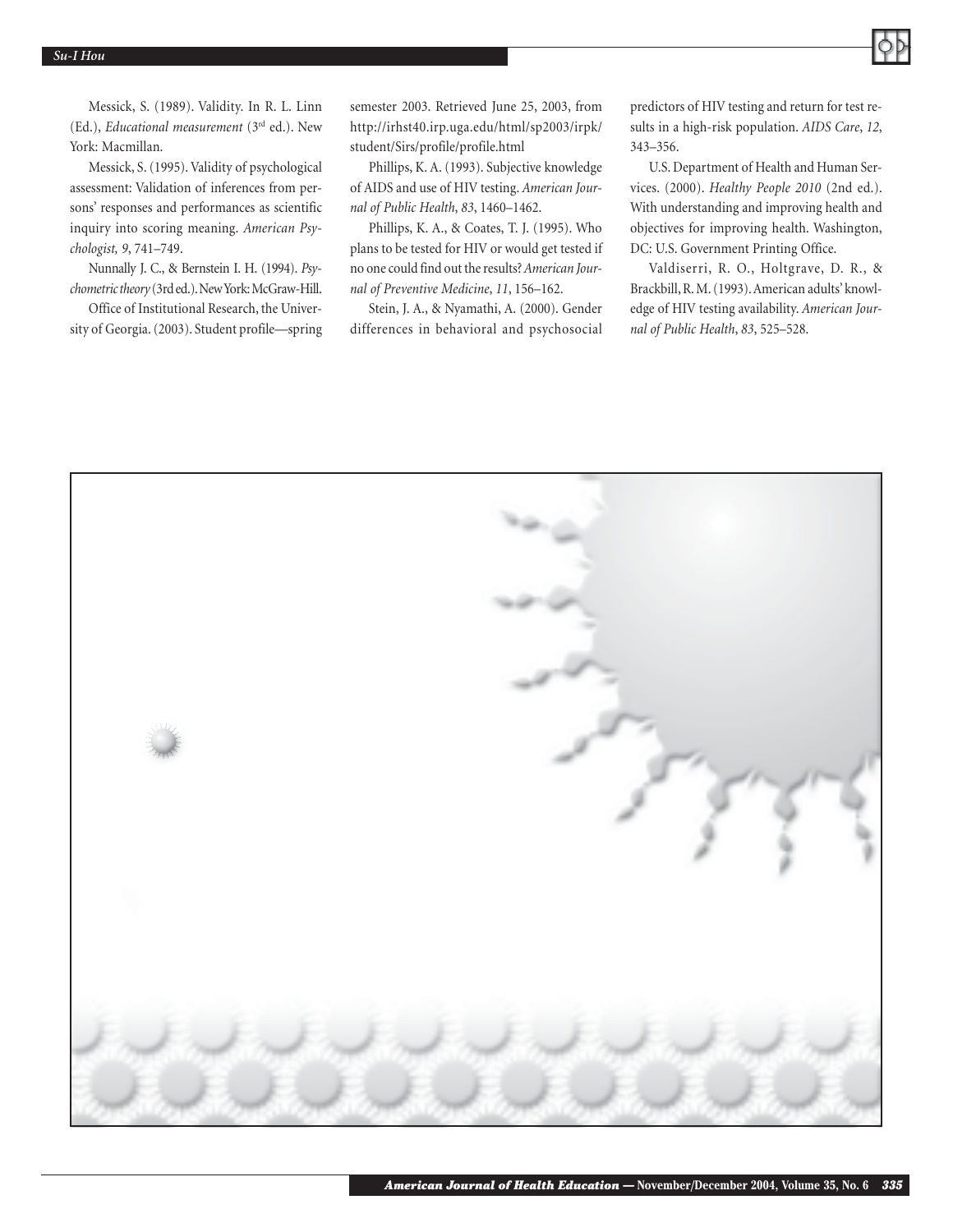Messick, S. (1989). Validity. In R. L. Linn (Ed.), *Educational measurement* (3rd ed.). New York: Macmillan.

Messick, S. (1995). Validity of psychological assessment: Validation of inferences from persons' responses and performances as scientific inquiry into scoring meaning. *American Psychologist, 9*, 741–749.

Nunnally J. C., & Bernstein I. H. (1994). *Psychometric theory* (3rd ed.). New York: McGraw-Hill.

Office of Institutional Research, the University of Georgia. (2003). Student profile—spring semester 2003. Retrieved June 25, 2003, from http://irhst40.irp.uga.edu/html/sp2003/irpk/student/Sirs/profile/profile.html

Phillips, K. A. (1993). Subjective knowledge of AIDS and use of HIV testing. *American Journal of Public Health*, *83*, 1460–1462.

Phillips, K. A., & Coates, T. J. (1995). Who plans to be tested for HIV or would get tested if no one could find out the results? *American Journal of Preventive Medicine*, *11*, 156–162.

Stein, J. A., & Nyamathi, A. (2000). Gender differences in behavioral and psychosocial predictors of HIV testing and return for test results in a high-risk population. *AIDS Care*, *12*, 343–356.

U.S. Department of Health and Human Services. (2000). *Healthy People 2010* (2nd ed.). With understanding and improving health and objectives for improving health. Washington, DC: U.S. Government Printing Office.

Valdiserri, R. O., Holtgrave, D. R., & Brackbill, R. M. (1993). American adults' knowledge of HIV testing availability. *American Journal of Public Health*, *83*, 525–528.